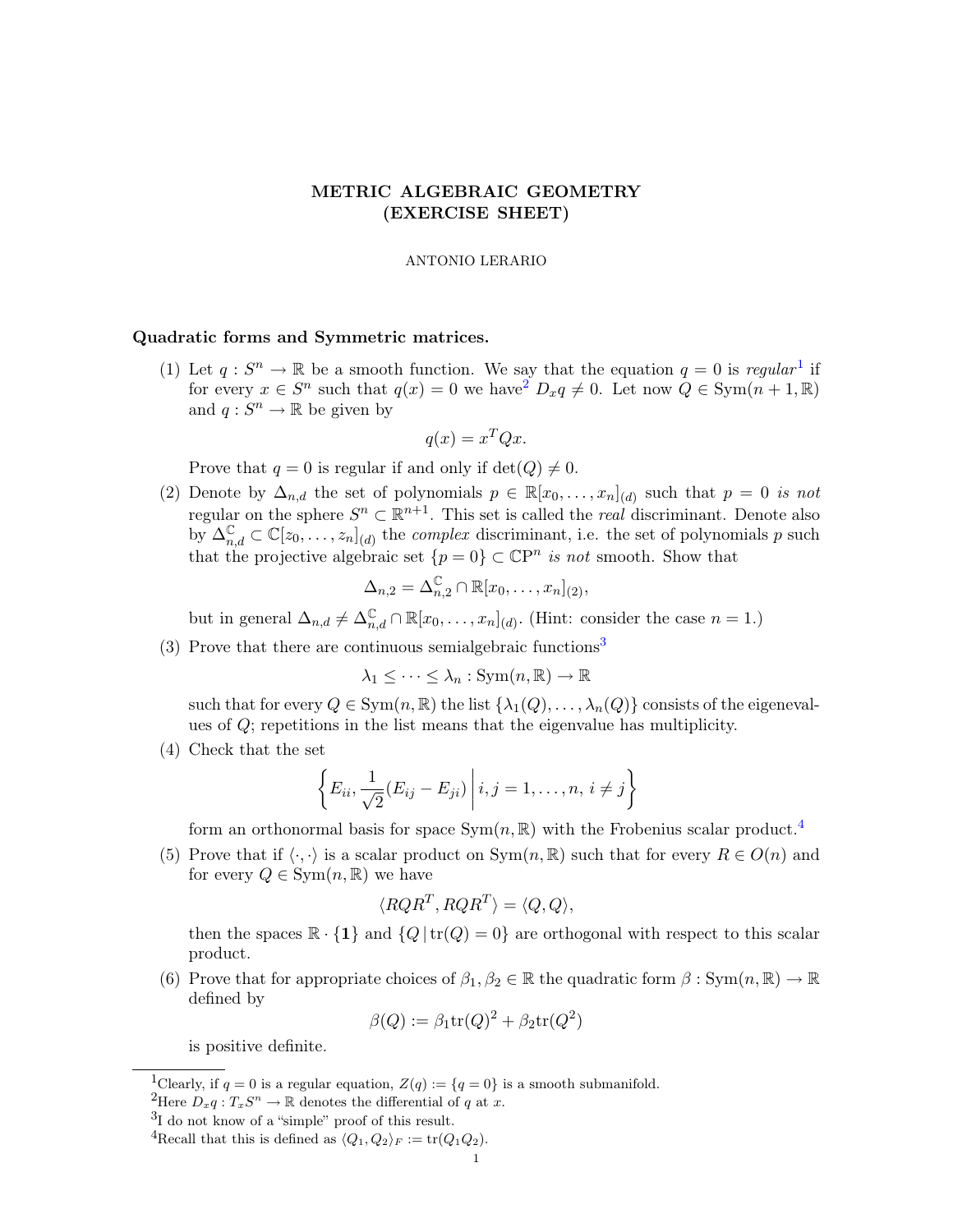# METRIC ALGEBRAIC GEOMETRY (EXERCISE SHEET)

ANTONIO LERARIO

### Quadratic forms and Symmetric matrices.

(1) Let $q : S^n \to \mathbb{R}$ be a smooth function. We say that the equation $q = 0$ is *regular*[1] if for every $x \in S^n$ such that $q(x) = 0$ we have[2] $D_x q \neq 0$. Let now $Q \in \mathrm{Sym}(n+1, \mathbb{R})$ and $q : S^n \to \mathbb{R}$ be given by

$$q(x) = x^T Q x.$$

Prove that $q = 0$ is regular if and only if $\det(Q) \neq 0$.

(2) Denote by $\Delta_{n,d}$ the set of polynomials $p \in \mathbb{R}[x_0, \ldots, x_n]_{(d)}$ such that $p = 0$ *is not* regular on the sphere $S^n \subset \mathbb{R}^{n+1}$. This set is called the *real* discriminant. Denote also by $\Delta_{n,d}^{\mathbb{C}} \subset \mathbb{C}[z_0, \ldots, z_n]_{(d)}$ the *complex* discriminant, i.e. the set of polynomials $p$ such that the projective algebraic set $\{p = 0\} \subset \mathbb{C}\mathrm{P}^n$ *is not* smooth. Show that

$$\Delta_{n,2} = \Delta_{n,2}^{\mathbb{C}} \cap \mathbb{R}[x_0, \ldots, x_n]_{(2)},$$

but in general $\Delta_{n,d} \neq \Delta_{n,d}^{\mathbb{C}} \cap \mathbb{R}[x_0, \ldots, x_n]_{(d)}$. (Hint: consider the case $n = 1$.)

(3) Prove that there are continuous semialgebraic functions[3]

$$\lambda_1 \leq \cdots \leq \lambda_n : \mathrm{Sym}(n, \mathbb{R}) \to \mathbb{R}$$

such that for every $Q \in \mathrm{Sym}(n, \mathbb{R})$ the list $\{\lambda_1(Q), \ldots, \lambda_n(Q)\}$ consists of the eigenevalues of $Q$; repetitions in the list means that the eigenvalue has multiplicity.

(4) Check that the set

$$\left\{ E_{ii}, \frac{1}{\sqrt{2}}(E_{ij} - E_{ji}) \,\middle|\, i, j = 1, \ldots, n, \, i \neq j \right\}$$

form an orthonormal basis for space $\mathrm{Sym}(n, \mathbb{R})$ with the Frobenius scalar product.[4]

(5) Prove that if $\langle \cdot, \cdot \rangle$ is a scalar product on $\mathrm{Sym}(n, \mathbb{R})$ such that for every $R \in O(n)$ and for every $Q \in \mathrm{Sym}(n, \mathbb{R})$ we have

$$\langle RQR^T, RQR^T \rangle = \langle Q, Q \rangle,$$

then the spaces $\mathbb{R} \cdot \{\mathbf{1}\}$ and $\{Q \,|\, \mathrm{tr}(Q) = 0\}$ are orthogonal with respect to this scalar product.

(6) Prove that for appropriate choices of $\beta_1, \beta_2 \in \mathbb{R}$ the quadratic form $\beta : \mathrm{Sym}(n, \mathbb{R}) \to \mathbb{R}$ defined by

$$\beta(Q) := \beta_1 \mathrm{tr}(Q)^2 + \beta_2 \mathrm{tr}(Q^2)$$

is positive definite.

---

[1] Clearly, if $q = 0$ is a regular equation, $Z(q) := \{q = 0\}$ is a smooth submanifold.

[2] Here $D_x q : T_x S^n \to \mathbb{R}$ denotes the differential of $q$ at $x$.

[3] I do not know of a "simple" proof of this result.

[4] Recall that this is defined as $\langle Q_1, Q_2 \rangle_F := \mathrm{tr}(Q_1 Q_2)$.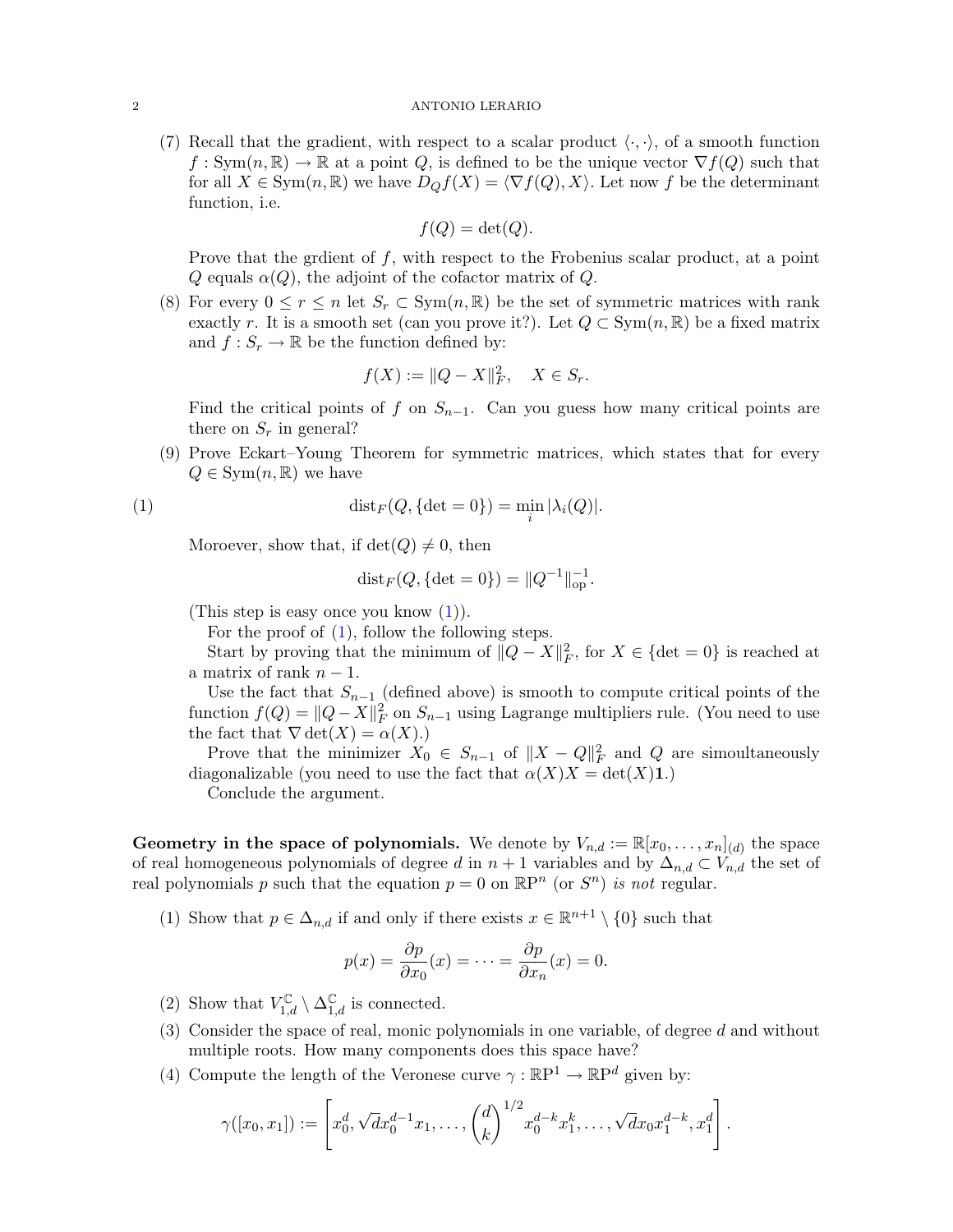(7) Recall that the gradient, with respect to a scalar product $\langle \cdot, \cdot \rangle$, of a smooth function $f : \mathrm{Sym}(n, \mathbb{R}) \to \mathbb{R}$ at a point $Q$, is defined to be the unique vector $\nabla f(Q)$ such that for all $X \in \mathrm{Sym}(n, \mathbb{R})$ we have $D_Q f(X) = \langle \nabla f(Q), X \rangle$. Let now $f$ be the determinant function, i.e.

$$f(Q) = \det(Q).$$

Prove that the grdient of $f$, with respect to the Frobenius scalar product, at a point $Q$ equals $\alpha(Q)$, the adjoint of the cofactor matrix of $Q$.

(8) For every $0 \leq r \leq n$ let $S_r \subset \mathrm{Sym}(n, \mathbb{R})$ be the set of symmetric matrices with rank exactly $r$. It is a smooth set (can you prove it?). Let $Q \subset \mathrm{Sym}(n, \mathbb{R})$ be a fixed matrix and $f : S_r \to \mathbb{R}$ be the function defined by:

$$f(X) := \|Q - X\|_F^2, \quad X \in S_r.$$

Find the critical points of $f$ on $S_{n-1}$. Can you guess how many critical points are there on $S_r$ in general?

(9) Prove Eckart–Young Theorem for symmetric matrices, which states that for every $Q \in \mathrm{Sym}(n, \mathbb{R})$ we have

$$\mathrm{dist}_F(Q, \{\det = 0\}) = \min_i |\lambda_i(Q)|. \tag{1}$$

Moroever, show that, if $\det(Q) \neq 0$, then

$$\mathrm{dist}_F(Q, \{\det = 0\}) = \|Q^{-1}\|_{\mathrm{op}}^{-1}.$$

(This step is easy once you know (1)).

For the proof of (1), follow the following steps.

Start by proving that the minimum of $\|Q - X\|_F^2$, for $X \in \{\det = 0\}$ is reached at a matrix of rank $n - 1$.

Use the fact that $S_{n-1}$ (defined above) is smooth to compute critical points of the function $f(Q) = \|Q - X\|_F^2$ on $S_{n-1}$ using Lagrange multipliers rule. (You need to use the fact that $\nabla \det(X) = \alpha(X)$.)

Prove that the minimizer $X_0 \in S_{n-1}$ of $\|X - Q\|_F^2$ and $Q$ are simoultaneously diagonalizable (you need to use the fact that $\alpha(X)X = \det(X)\mathbf{1}$.)

Conclude the argument.

**Geometry in the space of polynomials.** We denote by $V_{n,d} := \mathbb{R}[x_0, \ldots, x_n]_{(d)}$ the space of real homogeneous polynomials of degree $d$ in $n+1$ variables and by $\Delta_{n,d} \subset V_{n,d}$ the set of real polynomials $p$ such that the equation $p = 0$ on $\mathbb{R}\mathrm{P}^n$ (or $S^n$) *is not* regular.

(1) Show that $p \in \Delta_{n,d}$ if and only if there exists $x \in \mathbb{R}^{n+1} \setminus \{0\}$ such that

$$p(x) = \frac{\partial p}{\partial x_0}(x) = \cdots = \frac{\partial p}{\partial x_n}(x) = 0.$$

(2) Show that $V_{1,d}^{\mathbb{C}} \setminus \Delta_{1,d}^{\mathbb{C}}$ is connected.

(3) Consider the space of real, monic polynomials in one variable, of degree $d$ and without multiple roots. How many components does this space have?

(4) Compute the length of the Veronese curve $\gamma : \mathbb{R}\mathrm{P}^1 \to \mathbb{R}\mathrm{P}^d$ given by:

$$\gamma([x_0, x_1]) := \left[ x_0^d, \sqrt{d} x_0^{d-1} x_1, \ldots, \binom{d}{k}^{1/2} x_0^{d-k} x_1^k, \ldots, \sqrt{d} x_0 x_1^{d-k}, x_1^d \right].$$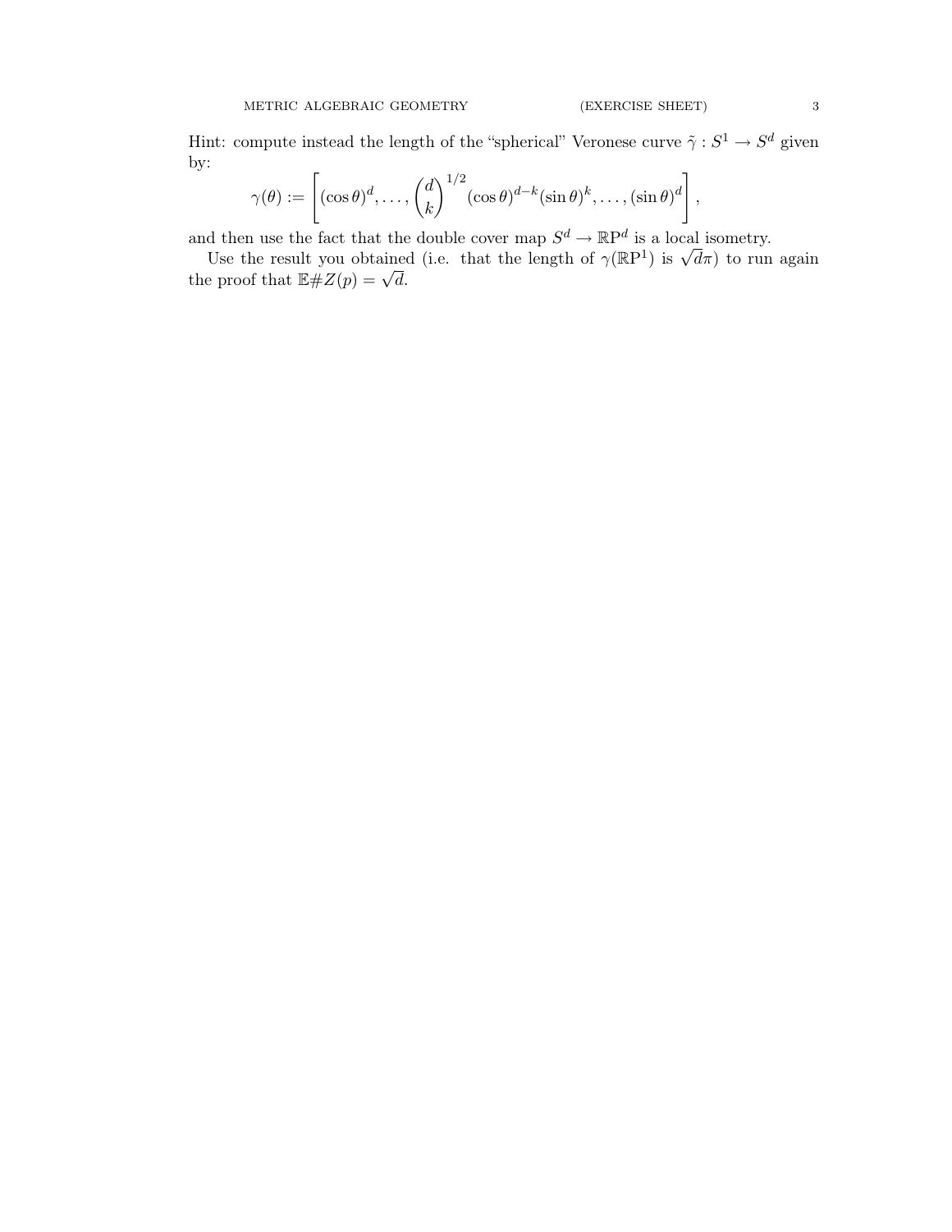Hint: compute instead the length of the "spherical" Veronese curve $\tilde{\gamma} : S^1 \to S^d$ given by:

$$\gamma(\theta) := \left[ (\cos\theta)^d, \ldots, \binom{d}{k}^{1/2} (\cos\theta)^{d-k} (\sin\theta)^k, \ldots, (\sin\theta)^d \right],$$

and then use the fact that the double cover map $S^d \to \mathbb{R}\mathrm{P}^d$ is a local isometry.

Use the result you obtained (i.e. that the length of $\gamma(\mathbb{R}\mathrm{P}^1)$ is $\sqrt{d}\pi$) to run again the proof that $\mathbb{E}\#Z(p) = \sqrt{d}$.